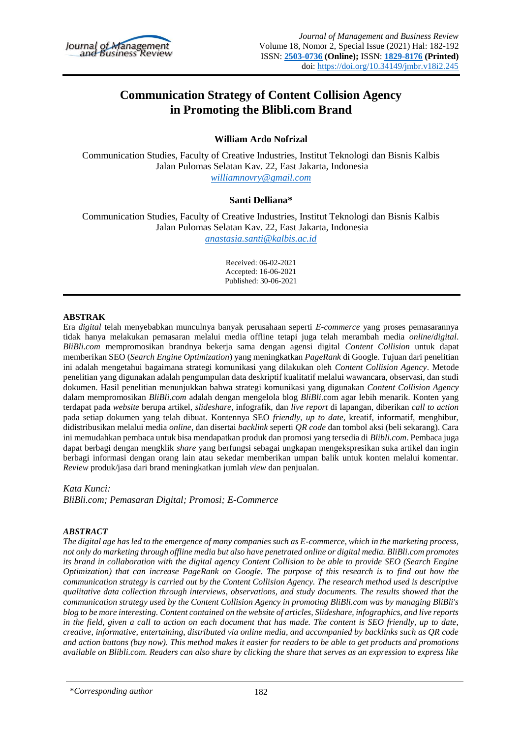# Communication Strategy of Content Collision Agency in Promoting the Blibli.com Brand

**William Ardo Nofrizal**

Communication Studies, Faculty of Creative Industries, Institut Teknologi dan Bisnis Kalbis
Jalan Pulomas Selatan Kav. 22, East Jakarta, Indonesia
*williamnovry@gmail.com*

**Santi Delliana***

Communication Studies, Faculty of Creative Industries, Institut Teknologi dan Bisnis Kalbis
Jalan Pulomas Selatan Kav. 22, East Jakarta, Indonesia
*anastasia.santi@kalbis.ac.id*

Received: 06-02-2021
Accepted: 16-06-2021
Published: 30-06-2021

## ABSTRAK

Era *digital* telah menyebabkan munculnya banyak perusahaan seperti *E-commerce* yang proses pemasarannya tidak hanya melakukan pemasaran melalui media offline tetapi juga telah merambah media *online*/*digital*. *BliBli.com* mempromosikan brandnya bekerja sama dengan agensi digital *Content Collision* untuk dapat memberikan SEO (*Search Engine Optimization*) yang meningkatkan *PageRank* di Google. Tujuan dari penelitian ini adalah mengetahui bagaimana strategi komunikasi yang dilakukan oleh *Content Collision Agency*. Metode penelitian yang digunakan adalah pengumpulan data deskriptif kualitatif melalui wawancara, observasi, dan studi dokumen. Hasil penelitian menunjukkan bahwa strategi komunikasi yang digunakan *Content Collision Agency* dalam mempromosikan *BliBli.com* adalah dengan mengelola blog *BliBli*.com agar lebih menarik. Konten yang terdapat pada *website* berupa artikel, *slideshare*, infografik, dan *live report* di lapangan, diberikan *call to action* pada setiap dokumen yang telah dibuat. Kontennya SEO *friendly*, *up to date*, kreatif, informatif, menghibur, didistribusikan melalui media *online*, dan disertai *backlink* seperti *QR code* dan tombol aksi (beli sekarang). Cara ini memudahkan pembaca untuk bisa mendapatkan produk dan promosi yang tersedia di *Blibli.com*. Pembaca juga dapat berbagi dengan mengklik *share* yang berfungsi sebagai ungkapan mengekspresikan suka artikel dan ingin berbagi informasi dengan orang lain atau sekedar memberikan umpan balik untuk konten melalui komentar. *Review* produk/jasa dari brand meningkatkan jumlah *view* dan penjualan.

*Kata Kunci:*
*BliBli.com; Pemasaran Digital; Promosi; E-Commerce*

## *ABSTRACT*

*The digital age has led to the emergence of many companies such as E-commerce, which in the marketing process, not only do marketing through offline media but also have penetrated online or digital media. BliBli.com promotes its brand in collaboration with the digital agency Content Collision to be able to provide SEO (Search Engine Optimization) that can increase PageRank on Google. The purpose of this research is to find out how the communication strategy is carried out by the Content Collision Agency. The research method used is descriptive qualitative data collection through interviews, observations, and study documents. The results showed that the communication strategy used by the Content Collision Agency in promoting BliBli.com was by managing BliBli's blog to be more interesting. Content contained on the website of articles, Slideshare, infographics, and live reports in the field, given a call to action on each document that has made. The content is SEO friendly, up to date, creative, informative, entertaining, distributed via online media, and accompanied by backlinks such as QR code and action buttons (buy now). This method makes it easier for readers to be able to get products and promotions available on Blibli.com. Readers can also share by clicking the share that serves as an expression to express like*

*Corresponding author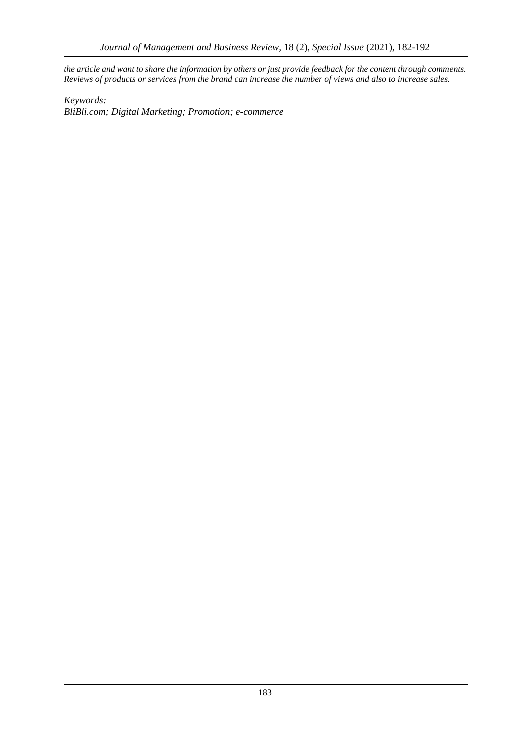*the article and want to share the information by others or just provide feedback for the content through comments. Reviews of products or services from the brand can increase the number of views and also to increase sales.*

*Keywords:*
*BliBli.com; Digital Marketing; Promotion; e-commerce*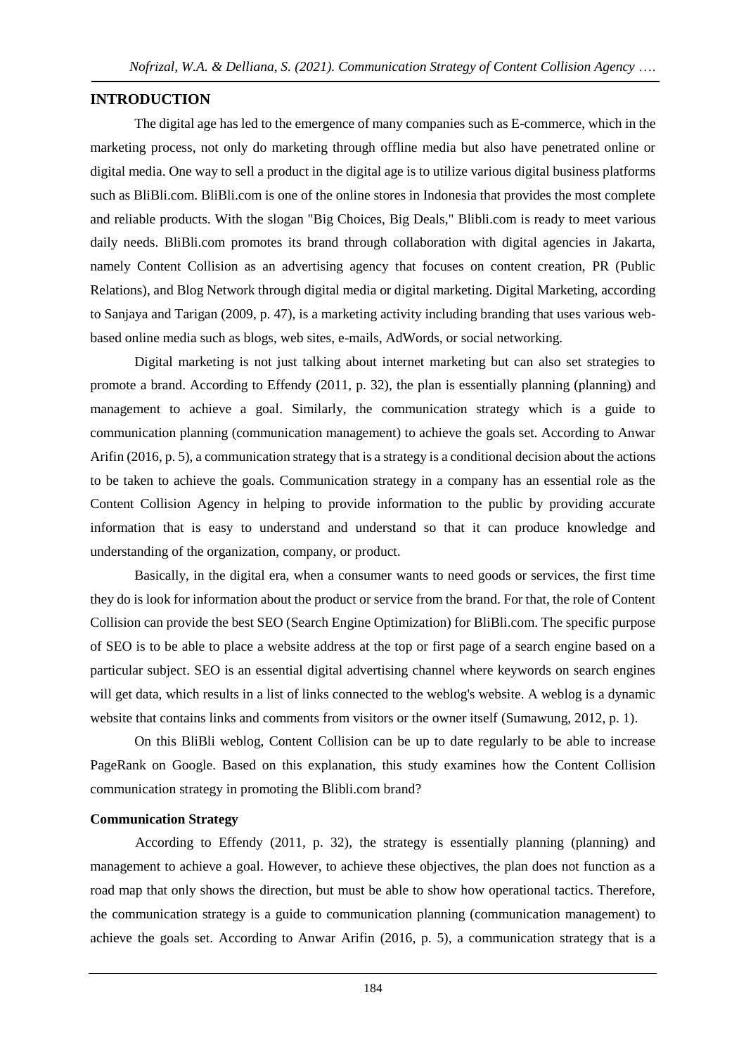## INTRODUCTION

The digital age has led to the emergence of many companies such as E-commerce, which in the marketing process, not only do marketing through offline media but also have penetrated online or digital media. One way to sell a product in the digital age is to utilize various digital business platforms such as BliBli.com. BliBli.com is one of the online stores in Indonesia that provides the most complete and reliable products. With the slogan "Big Choices, Big Deals," Blibli.com is ready to meet various daily needs. BliBli.com promotes its brand through collaboration with digital agencies in Jakarta, namely Content Collision as an advertising agency that focuses on content creation, PR (Public Relations), and Blog Network through digital media or digital marketing. Digital Marketing, according to Sanjaya and Tarigan (2009, p. 47), is a marketing activity including branding that uses various web-based online media such as blogs, web sites, e-mails, AdWords, or social networking.

Digital marketing is not just talking about internet marketing but can also set strategies to promote a brand. According to Effendy (2011, p. 32), the plan is essentially planning (planning) and management to achieve a goal. Similarly, the communication strategy which is a guide to communication planning (communication management) to achieve the goals set. According to Anwar Arifin (2016, p. 5), a communication strategy that is a strategy is a conditional decision about the actions to be taken to achieve the goals. Communication strategy in a company has an essential role as the Content Collision Agency in helping to provide information to the public by providing accurate information that is easy to understand and understand so that it can produce knowledge and understanding of the organization, company, or product.

Basically, in the digital era, when a consumer wants to need goods or services, the first time they do is look for information about the product or service from the brand. For that, the role of Content Collision can provide the best SEO (Search Engine Optimization) for BliBli.com. The specific purpose of SEO is to be able to place a website address at the top or first page of a search engine based on a particular subject. SEO is an essential digital advertising channel where keywords on search engines will get data, which results in a list of links connected to the weblog's website. A weblog is a dynamic website that contains links and comments from visitors or the owner itself (Sumawung, 2012, p. 1).

On this BliBli weblog, Content Collision can be up to date regularly to be able to increase PageRank on Google. Based on this explanation, this study examines how the Content Collision communication strategy in promoting the Blibli.com brand?

### Communication Strategy

According to Effendy (2011, p. 32), the strategy is essentially planning (planning) and management to achieve a goal. However, to achieve these objectives, the plan does not function as a road map that only shows the direction, but must be able to show how operational tactics. Therefore, the communication strategy is a guide to communication planning (communication management) to achieve the goals set. According to Anwar Arifin (2016, p. 5), a communication strategy that is a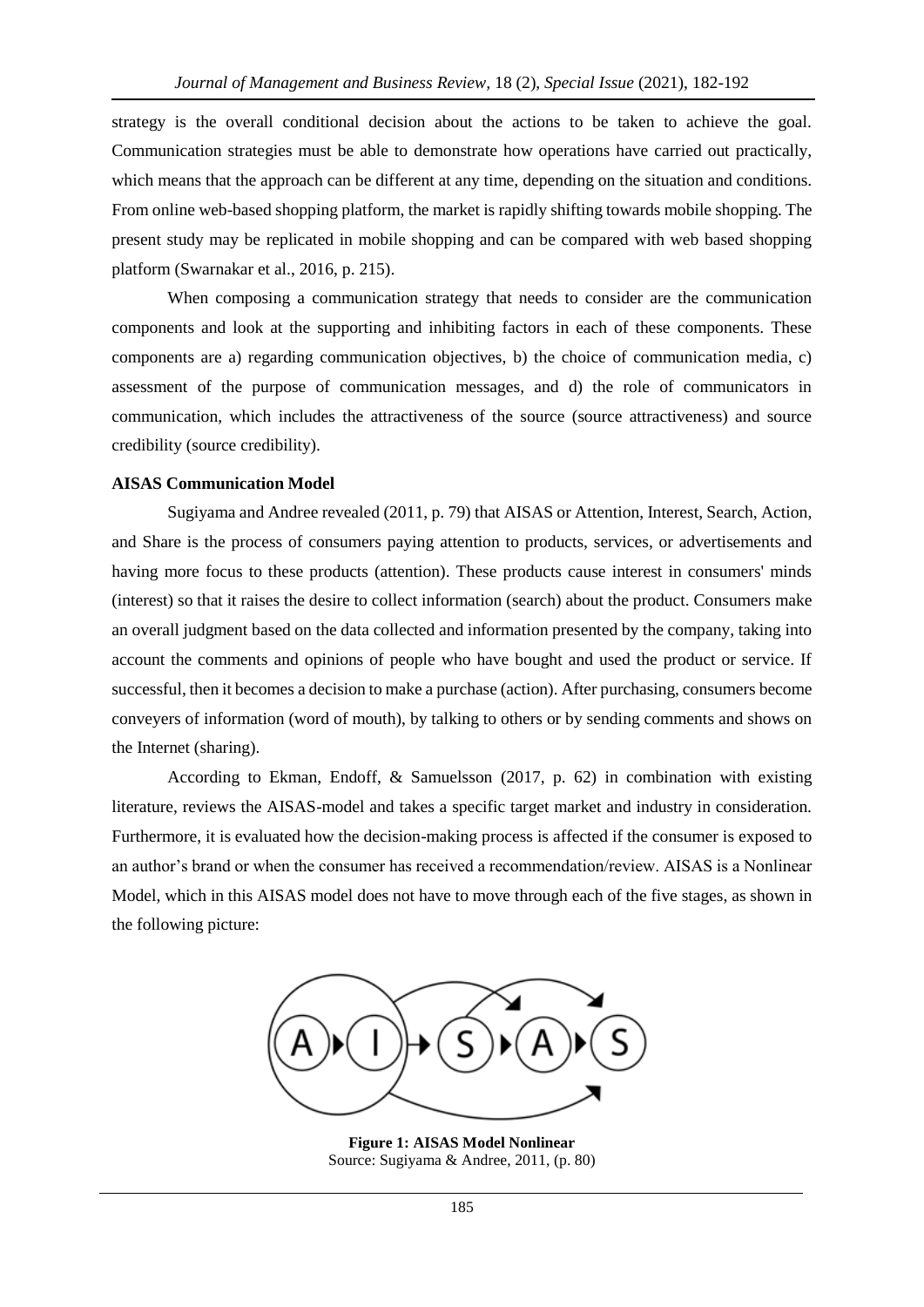strategy is the overall conditional decision about the actions to be taken to achieve the goal. Communication strategies must be able to demonstrate how operations have carried out practically, which means that the approach can be different at any time, depending on the situation and conditions. From online web-based shopping platform, the market is rapidly shifting towards mobile shopping. The present study may be replicated in mobile shopping and can be compared with web based shopping platform (Swarnakar et al., 2016, p. 215).

When composing a communication strategy that needs to consider are the communication components and look at the supporting and inhibiting factors in each of these components. These components are a) regarding communication objectives, b) the choice of communication media, c) assessment of the purpose of communication messages, and d) the role of communicators in communication, which includes the attractiveness of the source (source attractiveness) and source credibility (source credibility).

**AISAS Communication Model**

Sugiyama and Andree revealed (2011, p. 79) that AISAS or Attention, Interest, Search, Action, and Share is the process of consumers paying attention to products, services, or advertisements and having more focus to these products (attention). These products cause interest in consumers' minds (interest) so that it raises the desire to collect information (search) about the product. Consumers make an overall judgment based on the data collected and information presented by the company, taking into account the comments and opinions of people who have bought and used the product or service. If successful, then it becomes a decision to make a purchase (action). After purchasing, consumers become conveyers of information (word of mouth), by talking to others or by sending comments and shows on the Internet (sharing).

According to Ekman, Endoff, & Samuelsson (2017, p. 62) in combination with existing literature, reviews the AISAS-model and takes a specific target market and industry in consideration. Furthermore, it is evaluated how the decision-making process is affected if the consumer is exposed to an author's brand or when the consumer has received a recommendation/review. AISAS is a Nonlinear Model, which in this AISAS model does not have to move through each of the five stages, as shown in the following picture:

**Figure 1: AISAS Model Nonlinear**
Source: Sugiyama & Andree, 2011, (p. 80)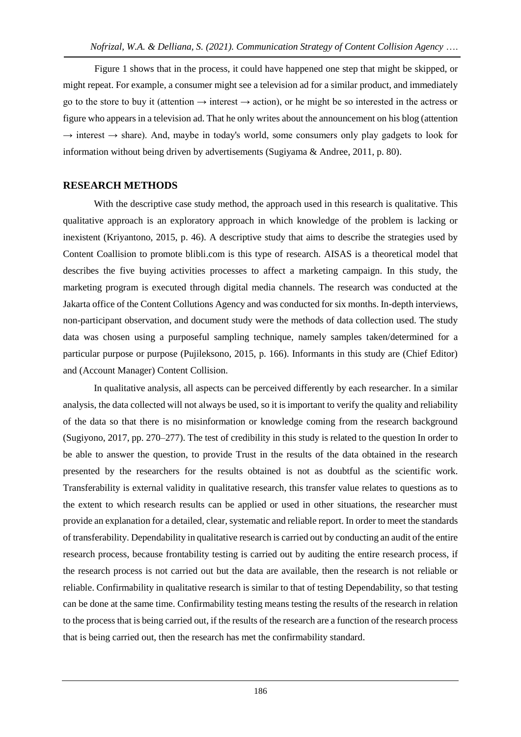Figure 1 shows that in the process, it could have happened one step that might be skipped, or might repeat. For example, a consumer might see a television ad for a similar product, and immediately go to the store to buy it (attention → interest → action), or he might be so interested in the actress or figure who appears in a television ad. That he only writes about the announcement on his blog (attention → interest → share). And, maybe in today's world, some consumers only play gadgets to look for information without being driven by advertisements (Sugiyama & Andree, 2011, p. 80).

## RESEARCH METHODS

With the descriptive case study method, the approach used in this research is qualitative. This qualitative approach is an exploratory approach in which knowledge of the problem is lacking or inexistent (Kriyantono, 2015, p. 46). A descriptive study that aims to describe the strategies used by Content Coallision to promote blibli.com is this type of research. AISAS is a theoretical model that describes the five buying activities processes to affect a marketing campaign. In this study, the marketing program is executed through digital media channels. The research was conducted at the Jakarta office of the Content Collutions Agency and was conducted for six months. In-depth interviews, non-participant observation, and document study were the methods of data collection used. The study data was chosen using a purposeful sampling technique, namely samples taken/determined for a particular purpose or purpose (Pujileksono, 2015, p. 166). Informants in this study are (Chief Editor) and (Account Manager) Content Collision.

In qualitative analysis, all aspects can be perceived differently by each researcher. In a similar analysis, the data collected will not always be used, so it is important to verify the quality and reliability of the data so that there is no misinformation or knowledge coming from the research background (Sugiyono, 2017, pp. 270–277). The test of credibility in this study is related to the question In order to be able to answer the question, to provide Trust in the results of the data obtained in the research presented by the researchers for the results obtained is not as doubtful as the scientific work. Transferability is external validity in qualitative research, this transfer value relates to questions as to the extent to which research results can be applied or used in other situations, the researcher must provide an explanation for a detailed, clear, systematic and reliable report. In order to meet the standards of transferability. Dependability in qualitative research is carried out by conducting an audit of the entire research process, because frontability testing is carried out by auditing the entire research process, if the research process is not carried out but the data are available, then the research is not reliable or reliable. Confirmability in qualitative research is similar to that of testing Dependability, so that testing can be done at the same time. Confirmability testing means testing the results of the research in relation to the process that is being carried out, if the results of the research are a function of the research process that is being carried out, then the research has met the confirmability standard.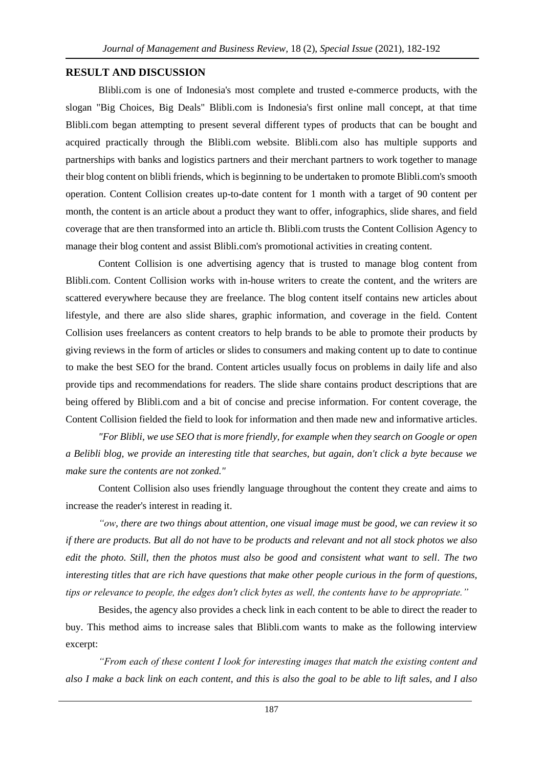## RESULT AND DISCUSSION

Blibli.com is one of Indonesia's most complete and trusted e-commerce products, with the slogan "Big Choices, Big Deals" Blibli.com is Indonesia's first online mall concept, at that time Blibli.com began attempting to present several different types of products that can be bought and acquired practically through the Blibli.com website. Blibli.com also has multiple supports and partnerships with banks and logistics partners and their merchant partners to work together to manage their blog content on blibli friends, which is beginning to be undertaken to promote Blibli.com's smooth operation. Content Collision creates up-to-date content for 1 month with a target of 90 content per month, the content is an article about a product they want to offer, infographics, slide shares, and field coverage that are then transformed into an article th. Blibli.com trusts the Content Collision Agency to manage their blog content and assist Blibli.com's promotional activities in creating content.

Content Collision is one advertising agency that is trusted to manage blog content from Blibli.com. Content Collision works with in-house writers to create the content, and the writers are scattered everywhere because they are freelance. The blog content itself contains new articles about lifestyle, and there are also slide shares, graphic information, and coverage in the field. Content Collision uses freelancers as content creators to help brands to be able to promote their products by giving reviews in the form of articles or slides to consumers and making content up to date to continue to make the best SEO for the brand. Content articles usually focus on problems in daily life and also provide tips and recommendations for readers. The slide share contains product descriptions that are being offered by Blibli.com and a bit of concise and precise information. For content coverage, the Content Collision fielded the field to look for information and then made new and informative articles.

*"For Blibli, we use SEO that is more friendly, for example when they search on Google or open a Belibli blog, we provide an interesting title that searches, but again, don't click a byte because we make sure the contents are not zonked."*

Content Collision also uses friendly language throughout the content they create and aims to increase the reader's interest in reading it.

*"ow, there are two things about attention, one visual image must be good, we can review it so if there are products. But all do not have to be products and relevant and not all stock photos we also edit the photo. Still, then the photos must also be good and consistent what want to sell. The two interesting titles that are rich have questions that make other people curious in the form of questions, tips or relevance to people, the edges don't click bytes as well, the contents have to be appropriate."*

Besides, the agency also provides a check link in each content to be able to direct the reader to buy. This method aims to increase sales that Blibli.com wants to make as the following interview excerpt:

*"From each of these content I look for interesting images that match the existing content and also I make a back link on each content, and this is also the goal to be able to lift sales, and I also*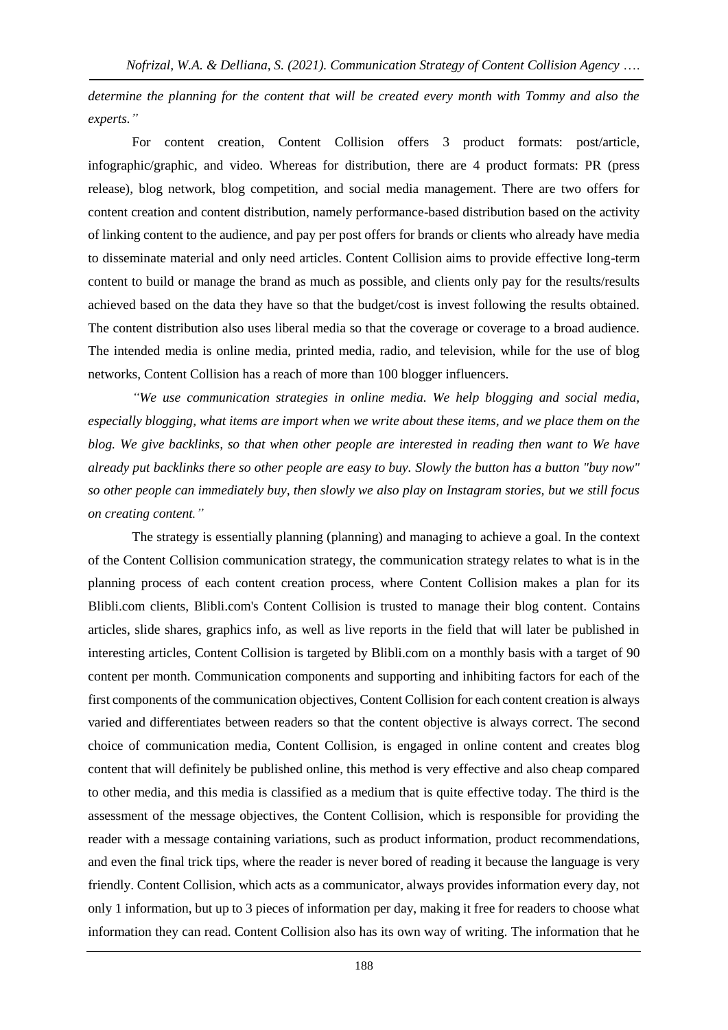*determine the planning for the content that will be created every month with Tommy and also the experts."*

For content creation, Content Collision offers 3 product formats: post/article, infographic/graphic, and video. Whereas for distribution, there are 4 product formats: PR (press release), blog network, blog competition, and social media management. There are two offers for content creation and content distribution, namely performance-based distribution based on the activity of linking content to the audience, and pay per post offers for brands or clients who already have media to disseminate material and only need articles. Content Collision aims to provide effective long-term content to build or manage the brand as much as possible, and clients only pay for the results/results achieved based on the data they have so that the budget/cost is invest following the results obtained. The content distribution also uses liberal media so that the coverage or coverage to a broad audience. The intended media is online media, printed media, radio, and television, while for the use of blog networks, Content Collision has a reach of more than 100 blogger influencers.

*"We use communication strategies in online media. We help blogging and social media, especially blogging, what items are import when we write about these items, and we place them on the blog. We give backlinks, so that when other people are interested in reading then want to We have already put backlinks there so other people are easy to buy. Slowly the button has a button "buy now" so other people can immediately buy, then slowly we also play on Instagram stories, but we still focus on creating content."*

The strategy is essentially planning (planning) and managing to achieve a goal. In the context of the Content Collision communication strategy, the communication strategy relates to what is in the planning process of each content creation process, where Content Collision makes a plan for its Blibli.com clients, Blibli.com's Content Collision is trusted to manage their blog content. Contains articles, slide shares, graphics info, as well as live reports in the field that will later be published in interesting articles, Content Collision is targeted by Blibli.com on a monthly basis with a target of 90 content per month. Communication components and supporting and inhibiting factors for each of the first components of the communication objectives, Content Collision for each content creation is always varied and differentiates between readers so that the content objective is always correct. The second choice of communication media, Content Collision, is engaged in online content and creates blog content that will definitely be published online, this method is very effective and also cheap compared to other media, and this media is classified as a medium that is quite effective today. The third is the assessment of the message objectives, the Content Collision, which is responsible for providing the reader with a message containing variations, such as product information, product recommendations, and even the final trick tips, where the reader is never bored of reading it because the language is very friendly. Content Collision, which acts as a communicator, always provides information every day, not only 1 information, but up to 3 pieces of information per day, making it free for readers to choose what information they can read. Content Collision also has its own way of writing. The information that he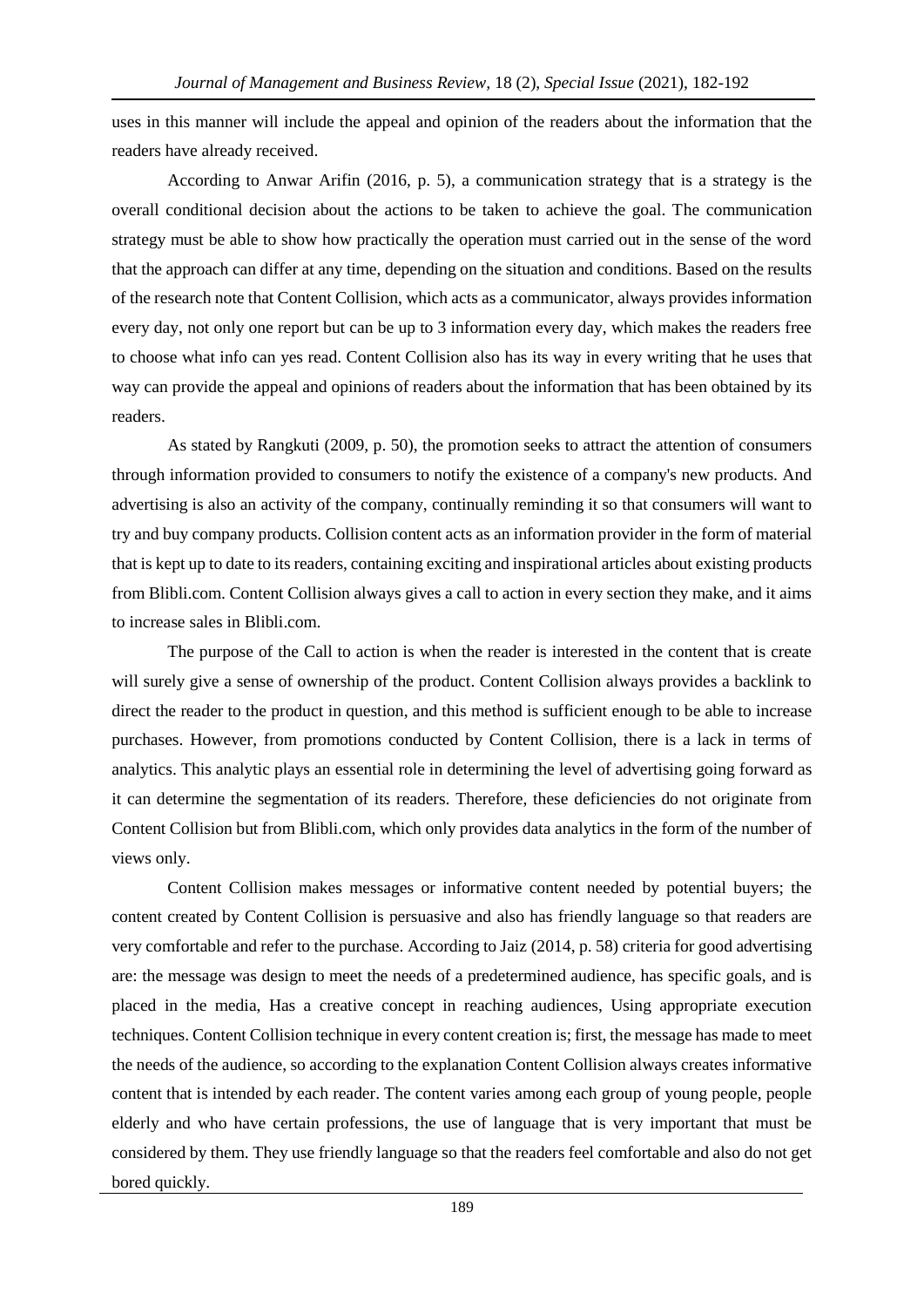uses in this manner will include the appeal and opinion of the readers about the information that the readers have already received.

According to Anwar Arifin (2016, p. 5), a communication strategy that is a strategy is the overall conditional decision about the actions to be taken to achieve the goal. The communication strategy must be able to show how practically the operation must carried out in the sense of the word that the approach can differ at any time, depending on the situation and conditions. Based on the results of the research note that Content Collision, which acts as a communicator, always provides information every day, not only one report but can be up to 3 information every day, which makes the readers free to choose what info can yes read. Content Collision also has its way in every writing that he uses that way can provide the appeal and opinions of readers about the information that has been obtained by its readers.

As stated by Rangkuti (2009, p. 50), the promotion seeks to attract the attention of consumers through information provided to consumers to notify the existence of a company's new products. And advertising is also an activity of the company, continually reminding it so that consumers will want to try and buy company products. Collision content acts as an information provider in the form of material that is kept up to date to its readers, containing exciting and inspirational articles about existing products from Blibli.com. Content Collision always gives a call to action in every section they make, and it aims to increase sales in Blibli.com.

The purpose of the Call to action is when the reader is interested in the content that is create will surely give a sense of ownership of the product. Content Collision always provides a backlink to direct the reader to the product in question, and this method is sufficient enough to be able to increase purchases. However, from promotions conducted by Content Collision, there is a lack in terms of analytics. This analytic plays an essential role in determining the level of advertising going forward as it can determine the segmentation of its readers. Therefore, these deficiencies do not originate from Content Collision but from Blibli.com, which only provides data analytics in the form of the number of views only.

Content Collision makes messages or informative content needed by potential buyers; the content created by Content Collision is persuasive and also has friendly language so that readers are very comfortable and refer to the purchase. According to Jaiz (2014, p. 58) criteria for good advertising are: the message was design to meet the needs of a predetermined audience, has specific goals, and is placed in the media, Has a creative concept in reaching audiences, Using appropriate execution techniques. Content Collision technique in every content creation is; first, the message has made to meet the needs of the audience, so according to the explanation Content Collision always creates informative content that is intended by each reader. The content varies among each group of young people, people elderly and who have certain professions, the use of language that is very important that must be considered by them. They use friendly language so that the readers feel comfortable and also do not get bored quickly.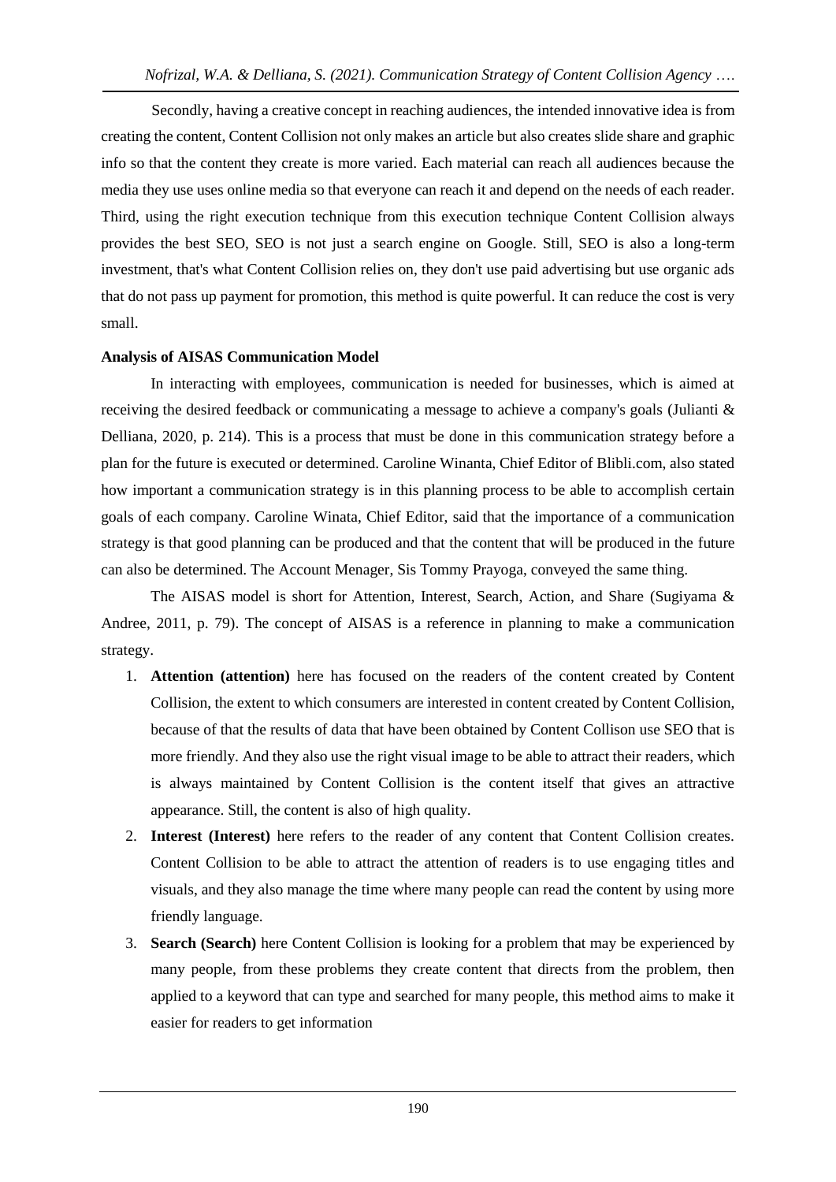Secondly, having a creative concept in reaching audiences, the intended innovative idea is from creating the content, Content Collision not only makes an article but also creates slide share and graphic info so that the content they create is more varied. Each material can reach all audiences because the media they use uses online media so that everyone can reach it and depend on the needs of each reader. Third, using the right execution technique from this execution technique Content Collision always provides the best SEO, SEO is not just a search engine on Google. Still, SEO is also a long-term investment, that's what Content Collision relies on, they don't use paid advertising but use organic ads that do not pass up payment for promotion, this method is quite powerful. It can reduce the cost is very small.

**Analysis of AISAS Communication Model**

In interacting with employees, communication is needed for businesses, which is aimed at receiving the desired feedback or communicating a message to achieve a company's goals (Julianti & Delliana, 2020, p. 214). This is a process that must be done in this communication strategy before a plan for the future is executed or determined. Caroline Winanta, Chief Editor of Blibli.com, also stated how important a communication strategy is in this planning process to be able to accomplish certain goals of each company. Caroline Winata, Chief Editor, said that the importance of a communication strategy is that good planning can be produced and that the content that will be produced in the future can also be determined. The Account Menager, Sis Tommy Prayoga, conveyed the same thing.

The AISAS model is short for Attention, Interest, Search, Action, and Share (Sugiyama & Andree, 2011, p. 79). The concept of AISAS is a reference in planning to make a communication strategy.

1. **Attention (attention)** here has focused on the readers of the content created by Content Collision, the extent to which consumers are interested in content created by Content Collision, because of that the results of data that have been obtained by Content Collison use SEO that is more friendly. And they also use the right visual image to be able to attract their readers, which is always maintained by Content Collision is the content itself that gives an attractive appearance. Still, the content is also of high quality.
2. **Interest (Interest)** here refers to the reader of any content that Content Collision creates. Content Collision to be able to attract the attention of readers is to use engaging titles and visuals, and they also manage the time where many people can read the content by using more friendly language.
3. **Search (Search)** here Content Collision is looking for a problem that may be experienced by many people, from these problems they create content that directs from the problem, then applied to a keyword that can type and searched for many people, this method aims to make it easier for readers to get information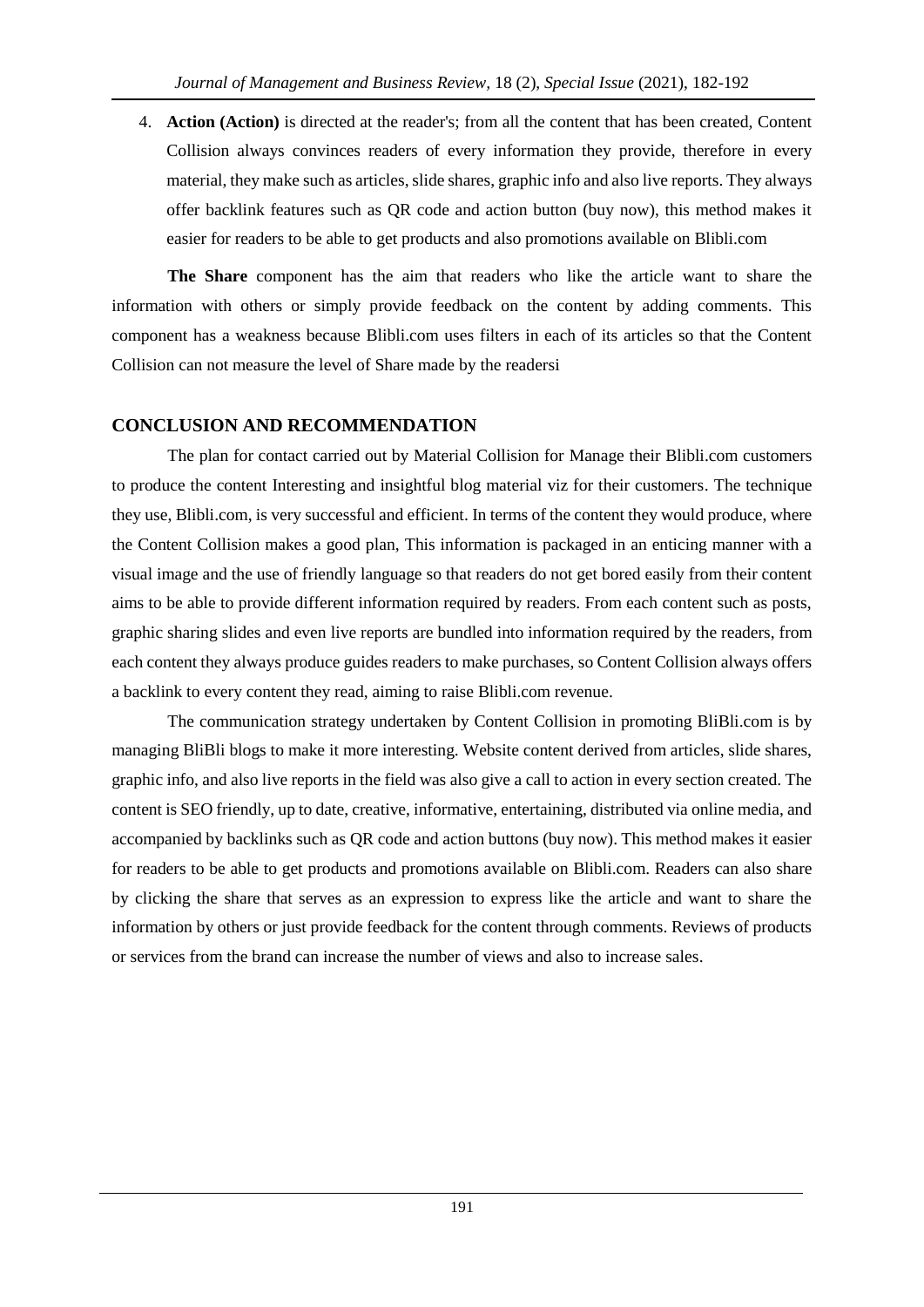4. **Action (Action)** is directed at the reader's; from all the content that has been created, Content Collision always convinces readers of every information they provide, therefore in every material, they make such as articles, slide shares, graphic info and also live reports. They always offer backlink features such as QR code and action button (buy now), this method makes it easier for readers to be able to get products and also promotions available on Blibli.com

**The Share** component has the aim that readers who like the article want to share the information with others or simply provide feedback on the content by adding comments. This component has a weakness because Blibli.com uses filters in each of its articles so that the Content Collision can not measure the level of Share made by the readersi

## CONCLUSION AND RECOMMENDATION

The plan for contact carried out by Material Collision for Manage their Blibli.com customers to produce the content Interesting and insightful blog material viz for their customers. The technique they use, Blibli.com, is very successful and efficient. In terms of the content they would produce, where the Content Collision makes a good plan, This information is packaged in an enticing manner with a visual image and the use of friendly language so that readers do not get bored easily from their content aims to be able to provide different information required by readers. From each content such as posts, graphic sharing slides and even live reports are bundled into information required by the readers, from each content they always produce guides readers to make purchases, so Content Collision always offers a backlink to every content they read, aiming to raise Blibli.com revenue.

The communication strategy undertaken by Content Collision in promoting BliBli.com is by managing BliBli blogs to make it more interesting. Website content derived from articles, slide shares, graphic info, and also live reports in the field was also give a call to action in every section created. The content is SEO friendly, up to date, creative, informative, entertaining, distributed via online media, and accompanied by backlinks such as QR code and action buttons (buy now). This method makes it easier for readers to be able to get products and promotions available on Blibli.com. Readers can also share by clicking the share that serves as an expression to express like the article and want to share the information by others or just provide feedback for the content through comments. Reviews of products or services from the brand can increase the number of views and also to increase sales.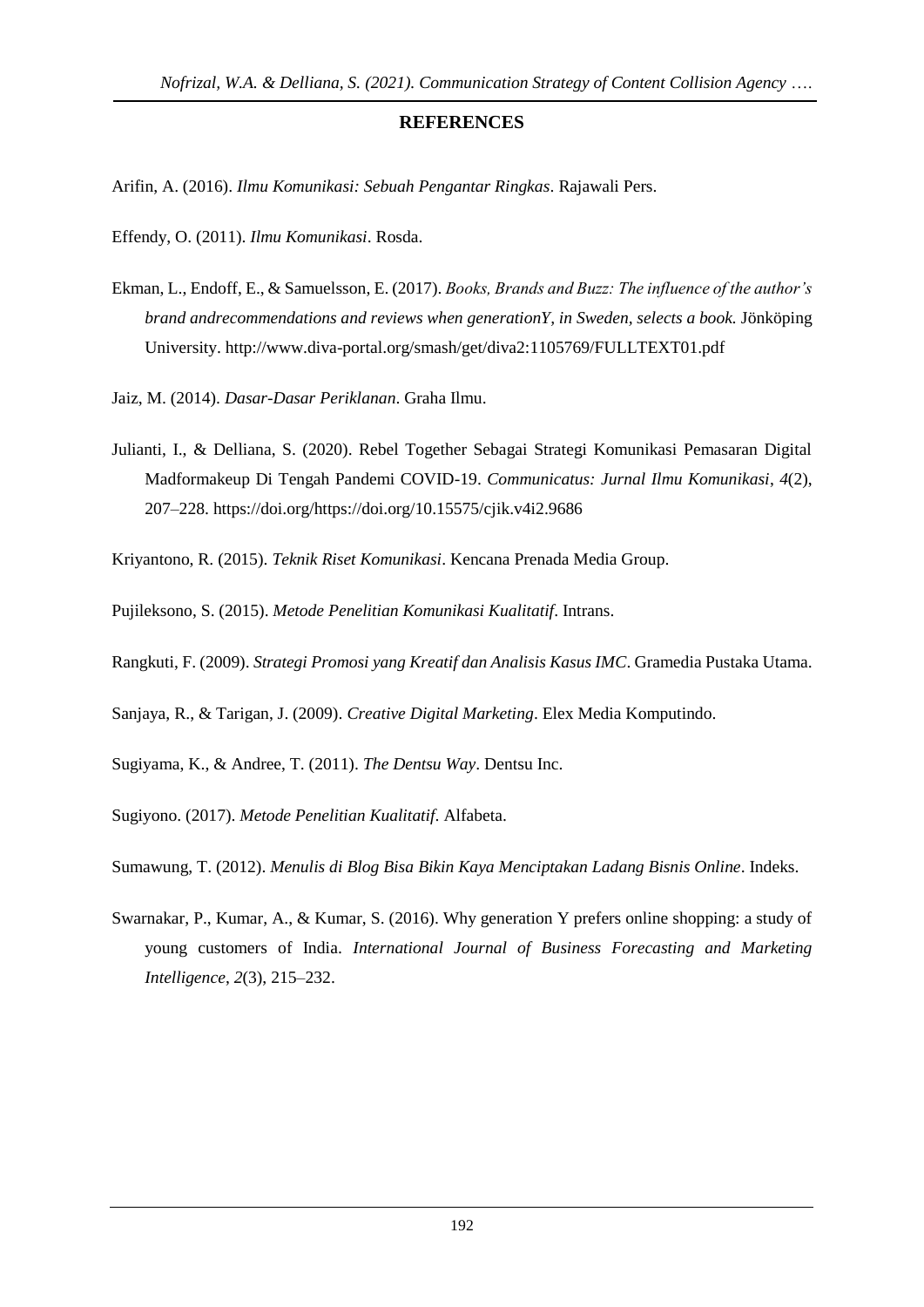## REFERENCES

Arifin, A. (2016). *Ilmu Komunikasi: Sebuah Pengantar Ringkas*. Rajawali Pers.

Effendy, O. (2011). *Ilmu Komunikasi*. Rosda.

Ekman, L., Endoff, E., & Samuelsson, E. (2017). *Books, Brands and Buzz: The influence of the author's brand andrecommendations and reviews when generationY, in Sweden, selects a book.* Jönköping University. http://www.diva-portal.org/smash/get/diva2:1105769/FULLTEXT01.pdf

Jaiz, M. (2014). *Dasar-Dasar Periklanan*. Graha Ilmu.

Julianti, I., & Delliana, S. (2020). Rebel Together Sebagai Strategi Komunikasi Pemasaran Digital Madformakeup Di Tengah Pandemi COVID-19. *Communicatus: Jurnal Ilmu Komunikasi*, *4*(2), 207–228. https://doi.org/https://doi.org/10.15575/cjik.v4i2.9686

Kriyantono, R. (2015). *Teknik Riset Komunikasi*. Kencana Prenada Media Group.

Pujileksono, S. (2015). *Metode Penelitian Komunikasi Kualitatif*. Intrans.

Rangkuti, F. (2009). *Strategi Promosi yang Kreatif dan Analisis Kasus IMC*. Gramedia Pustaka Utama.

Sanjaya, R., & Tarigan, J. (2009). *Creative Digital Marketing*. Elex Media Komputindo.

Sugiyama, K., & Andree, T. (2011). *The Dentsu Way*. Dentsu Inc.

Sugiyono. (2017). *Metode Penelitian Kualitatif*. Alfabeta.

Sumawung, T. (2012). *Menulis di Blog Bisa Bikin Kaya Menciptakan Ladang Bisnis Online*. Indeks.

Swarnakar, P., Kumar, A., & Kumar, S. (2016). Why generation Y prefers online shopping: a study of young customers of India. *International Journal of Business Forecasting and Marketing Intelligence*, *2*(3), 215–232.